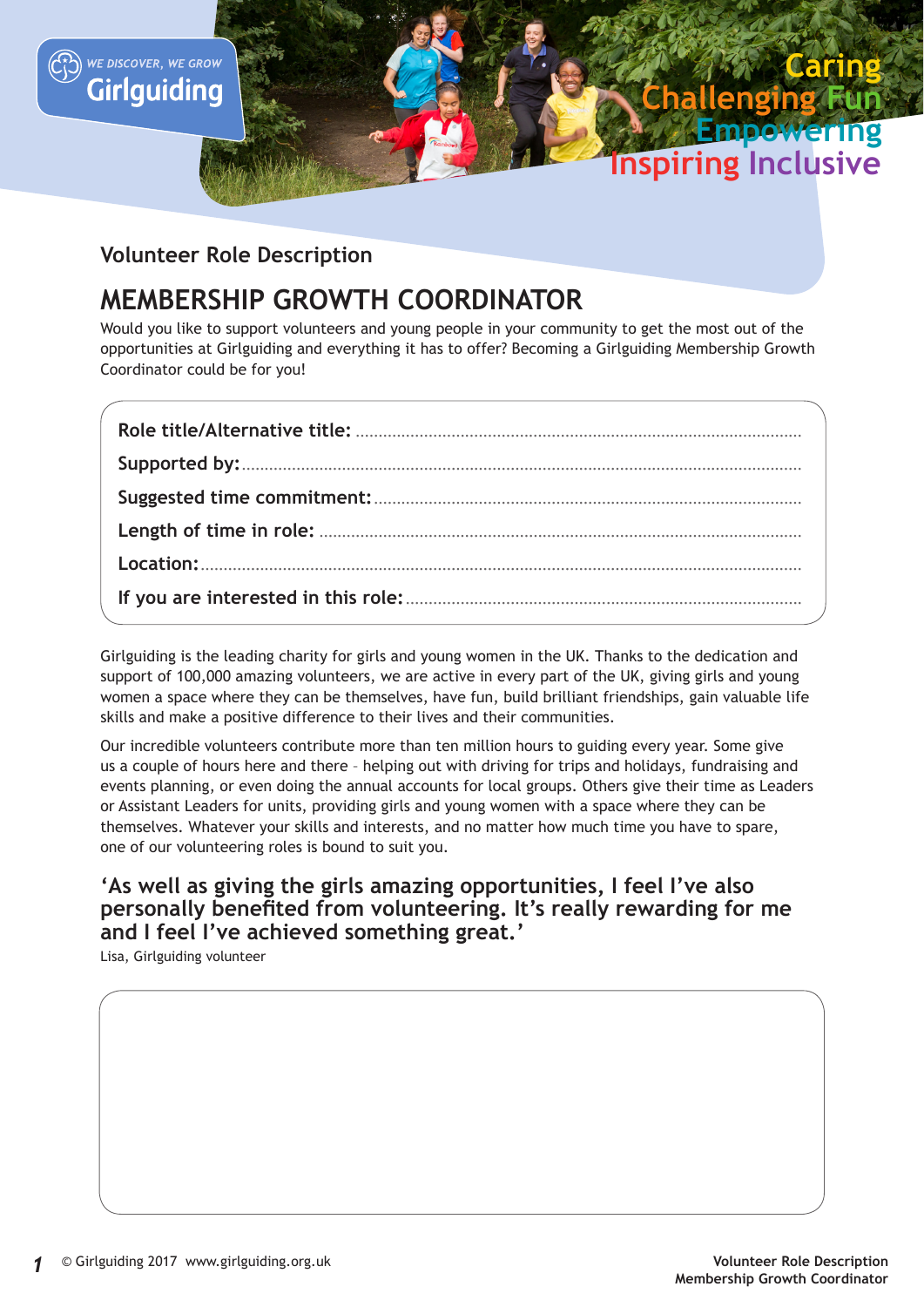WE DISCOVER, WE GROW
Girlguiding

Caring
Challenging Fun
Empowering
Inspiring Inclusive

Volunteer Role Description

# MEMBERSHIP GROWTH COORDINATOR

Would you like to support volunteers and young people in your community to get the most out of the opportunities at Girlguiding and everything it has to offer? Becoming a Girlguiding Membership Growth Coordinator could be for you!

**Role title/Alternative title:** ..........

**Supported by:** ..........

**Suggested time commitment:** ..........

**Length of time in role:** ..........

**Location:** ..........

**If you are interested in this role:** ..........

Girlguiding is the leading charity for girls and young women in the UK. Thanks to the dedication and support of 100,000 amazing volunteers, we are active in every part of the UK, giving girls and young women a space where they can be themselves, have fun, build brilliant friendships, gain valuable life skills and make a positive difference to their lives and their communities.

Our incredible volunteers contribute more than ten million hours to guiding every year. Some give us a couple of hours here and there – helping out with driving for trips and holidays, fundraising and events planning, or even doing the annual accounts for local groups. Others give their time as Leaders or Assistant Leaders for units, providing girls and young women with a space where they can be themselves. Whatever your skills and interests, and no matter how much time you have to spare, one of our volunteering roles is bound to suit you.

**'As well as giving the girls amazing opportunities, I feel I've also personally benefited from volunteering. It's really rewarding for me and I feel I've achieved something great.'**

Lisa, Girlguiding volunteer

© Girlguiding 2017 www.girlguiding.org.uk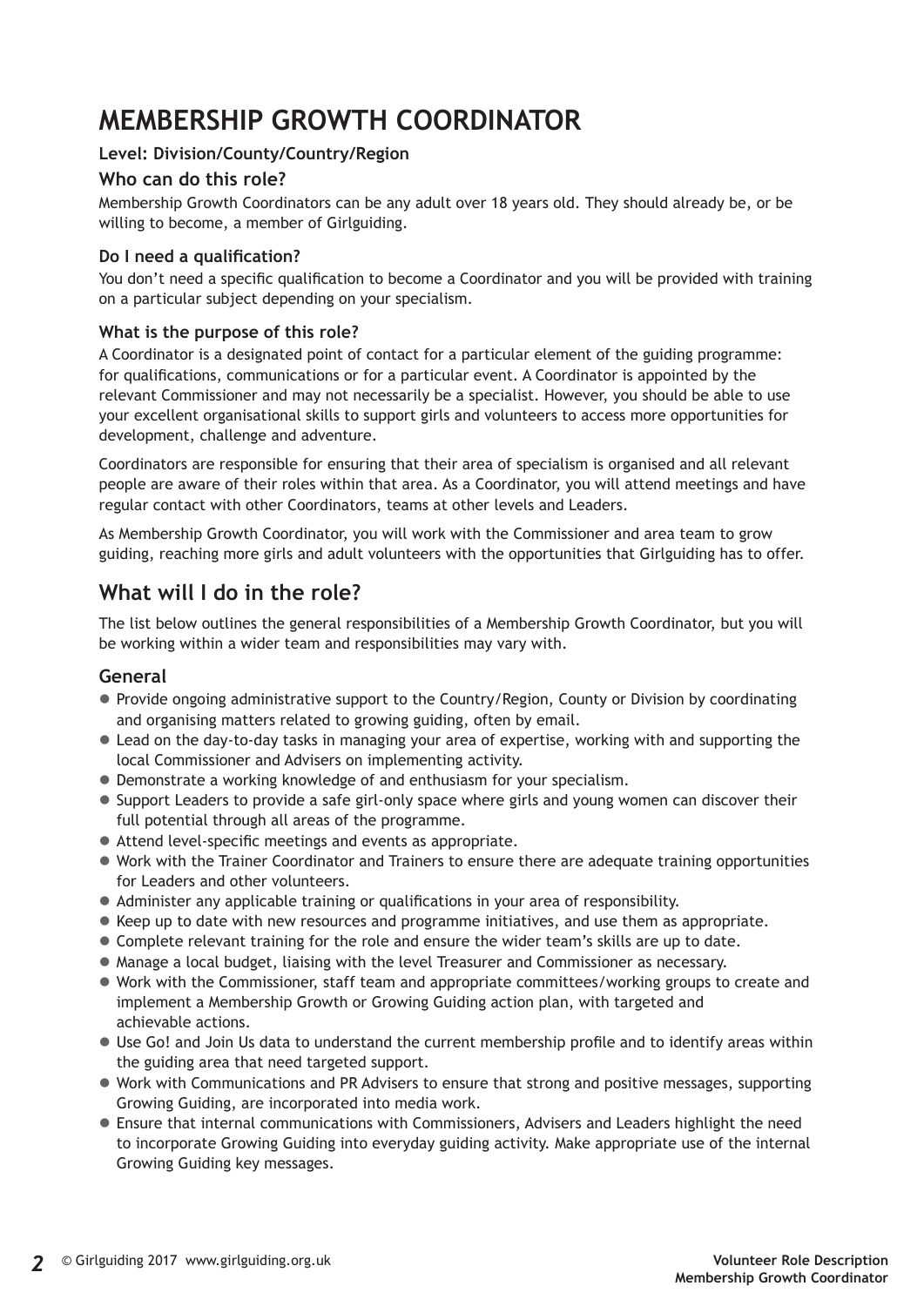# MEMBERSHIP GROWTH COORDINATOR

**Level: Division/County/Country/Region**

### Who can do this role?

Membership Growth Coordinators can be any adult over 18 years old. They should already be, or be willing to become, a member of Girlguiding.

#### Do I need a qualification?

You don't need a specific qualification to become a Coordinator and you will be provided with training on a particular subject depending on your specialism.

#### What is the purpose of this role?

A Coordinator is a designated point of contact for a particular element of the guiding programme: for qualifications, communications or for a particular event. A Coordinator is appointed by the relevant Commissioner and may not necessarily be a specialist. However, you should be able to use your excellent organisational skills to support girls and volunteers to access more opportunities for development, challenge and adventure.

Coordinators are responsible for ensuring that their area of specialism is organised and all relevant people are aware of their roles within that area. As a Coordinator, you will attend meetings and have regular contact with other Coordinators, teams at other levels and Leaders.

As Membership Growth Coordinator, you will work with the Commissioner and area team to grow guiding, reaching more girls and adult volunteers with the opportunities that Girlguiding has to offer.

## What will I do in the role?

The list below outlines the general responsibilities of a Membership Growth Coordinator, but you will be working within a wider team and responsibilities may vary with.

### General

- Provide ongoing administrative support to the Country/Region, County or Division by coordinating and organising matters related to growing guiding, often by email.
- Lead on the day-to-day tasks in managing your area of expertise, working with and supporting the local Commissioner and Advisers on implementing activity.
- Demonstrate a working knowledge of and enthusiasm for your specialism.
- Support Leaders to provide a safe girl-only space where girls and young women can discover their full potential through all areas of the programme.
- Attend level-specific meetings and events as appropriate.
- Work with the Trainer Coordinator and Trainers to ensure there are adequate training opportunities for Leaders and other volunteers.
- Administer any applicable training or qualifications in your area of responsibility.
- Keep up to date with new resources and programme initiatives, and use them as appropriate.
- Complete relevant training for the role and ensure the wider team's skills are up to date.
- Manage a local budget, liaising with the level Treasurer and Commissioner as necessary.
- Work with the Commissioner, staff team and appropriate committees/working groups to create and implement a Membership Growth or Growing Guiding action plan, with targeted and achievable actions.
- Use Go! and Join Us data to understand the current membership profile and to identify areas within the guiding area that need targeted support.
- Work with Communications and PR Advisers to ensure that strong and positive messages, supporting Growing Guiding, are incorporated into media work.
- Ensure that internal communications with Commissioners, Advisers and Leaders highlight the need to incorporate Growing Guiding into everyday guiding activity. Make appropriate use of the internal Growing Guiding key messages.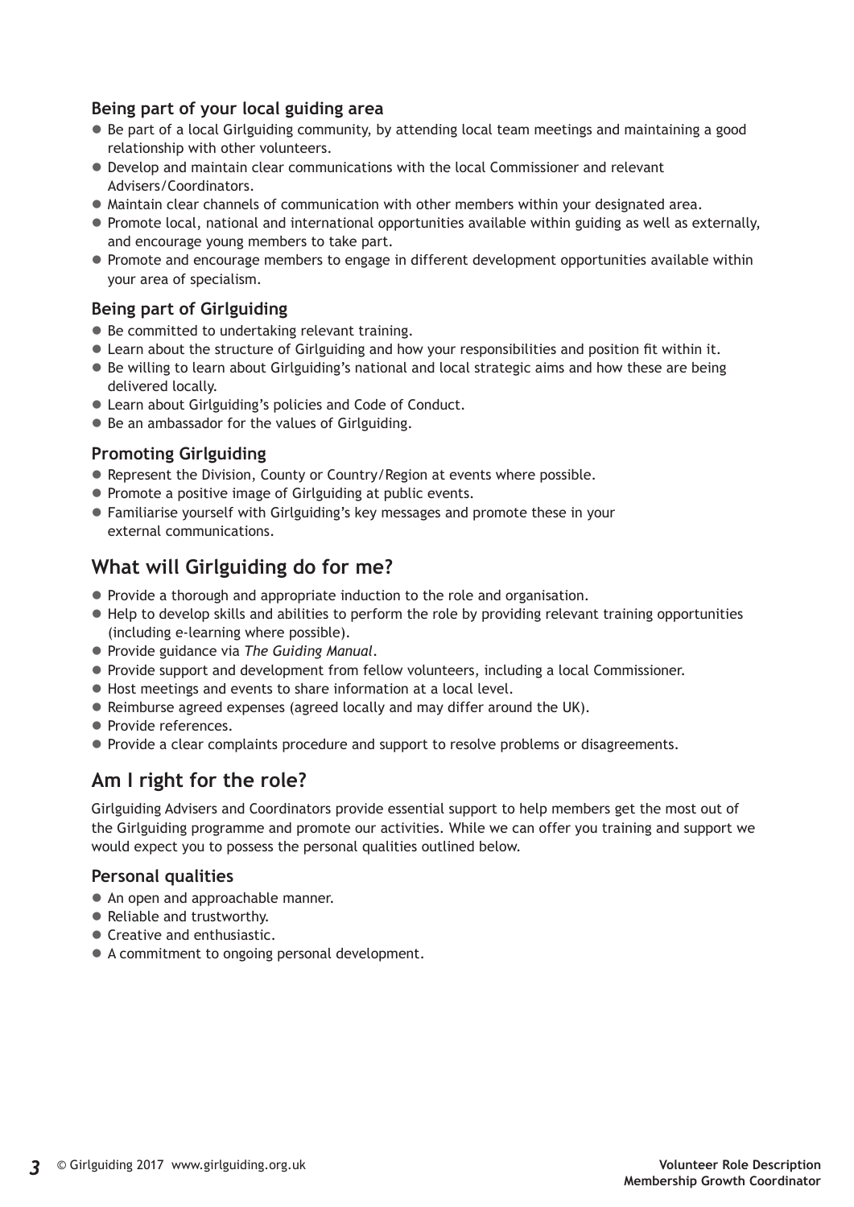### Being part of your local guiding area

- Be part of a local Girlguiding community, by attending local team meetings and maintaining a good relationship with other volunteers.
- Develop and maintain clear communications with the local Commissioner and relevant Advisers/Coordinators.
- Maintain clear channels of communication with other members within your designated area.
- Promote local, national and international opportunities available within guiding as well as externally, and encourage young members to take part.
- Promote and encourage members to engage in different development opportunities available within your area of specialism.

### Being part of Girlguiding

- Be committed to undertaking relevant training.
- Learn about the structure of Girlguiding and how your responsibilities and position fit within it.
- Be willing to learn about Girlguiding's national and local strategic aims and how these are being delivered locally.
- Learn about Girlguiding's policies and Code of Conduct.
- Be an ambassador for the values of Girlguiding.

### Promoting Girlguiding

- Represent the Division, County or Country/Region at events where possible.
- Promote a positive image of Girlguiding at public events.
- Familiarise yourself with Girlguiding's key messages and promote these in your external communications.

## What will Girlguiding do for me?

- Provide a thorough and appropriate induction to the role and organisation.
- Help to develop skills and abilities to perform the role by providing relevant training opportunities (including e-learning where possible).
- Provide guidance via *The Guiding Manual*.
- Provide support and development from fellow volunteers, including a local Commissioner.
- Host meetings and events to share information at a local level.
- Reimburse agreed expenses (agreed locally and may differ around the UK).
- Provide references.
- Provide a clear complaints procedure and support to resolve problems or disagreements.

## Am I right for the role?

Girlguiding Advisers and Coordinators provide essential support to help members get the most out of the Girlguiding programme and promote our activities. While we can offer you training and support we would expect you to possess the personal qualities outlined below.

### Personal qualities

- An open and approachable manner.
- Reliable and trustworthy.
- Creative and enthusiastic.
- A commitment to ongoing personal development.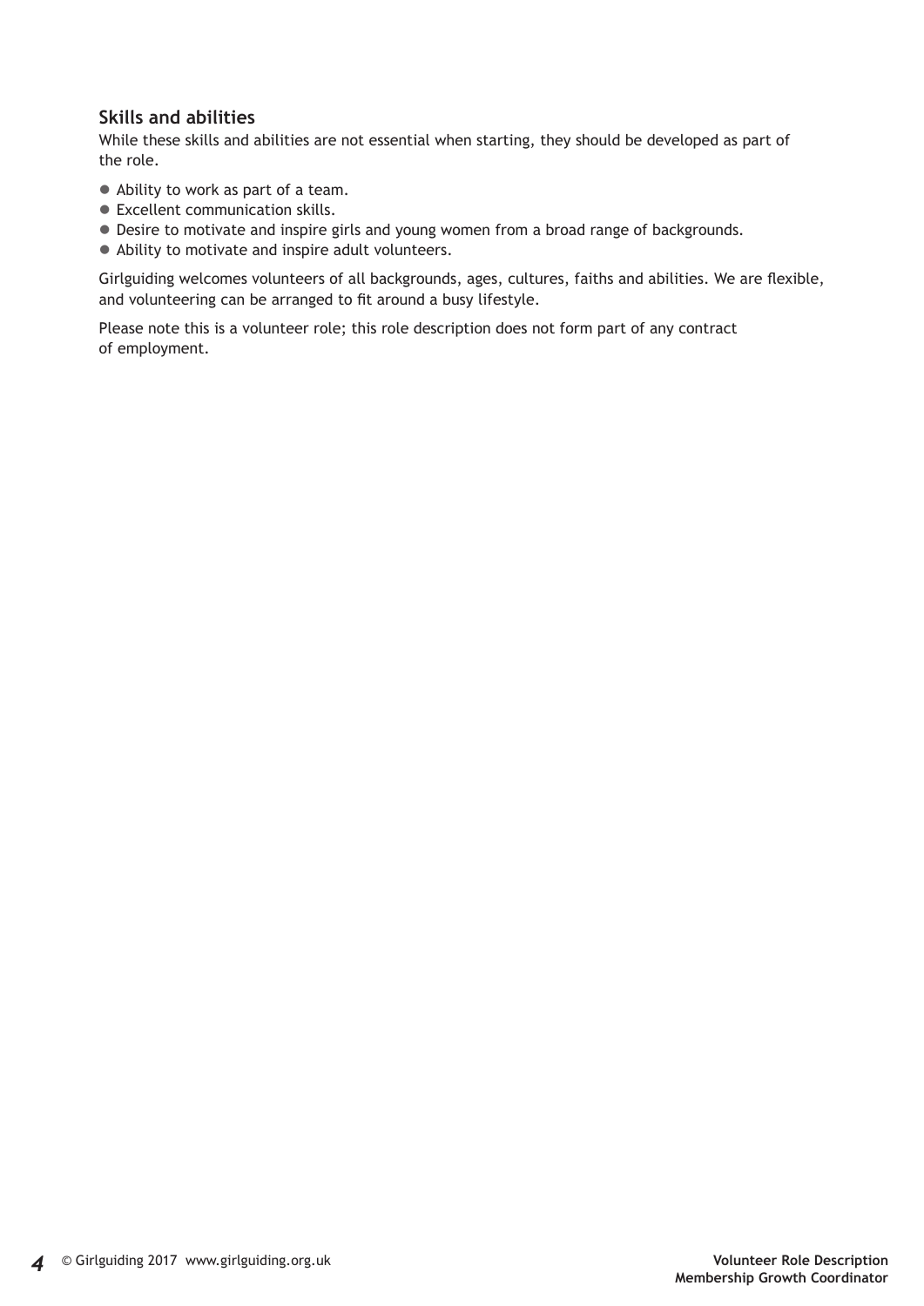### Skills and abilities

While these skills and abilities are not essential when starting, they should be developed as part of the role.

- Ability to work as part of a team.
- Excellent communication skills.
- Desire to motivate and inspire girls and young women from a broad range of backgrounds.
- Ability to motivate and inspire adult volunteers.

Girlguiding welcomes volunteers of all backgrounds, ages, cultures, faiths and abilities. We are flexible, and volunteering can be arranged to fit around a busy lifestyle.

Please note this is a volunteer role; this role description does not form part of any contract of employment.